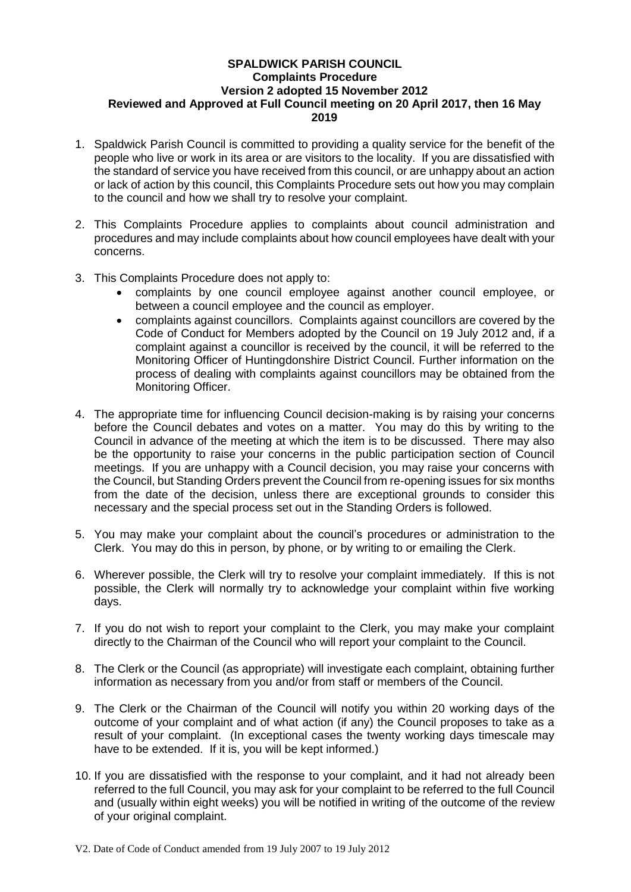**SPALDWICK PARISH COUNCIL**
**Complaints Procedure**
**Version 2 adopted 15 November 2012**
**Reviewed and Approved at Full Council meeting on 20 April 2017, then 16 May 2019**

1. Spaldwick Parish Council is committed to providing a quality service for the benefit of the people who live or work in its area or are visitors to the locality. If you are dissatisfied with the standard of service you have received from this council, or are unhappy about an action or lack of action by this council, this Complaints Procedure sets out how you may complain to the council and how we shall try to resolve your complaint.

2. This Complaints Procedure applies to complaints about council administration and procedures and may include complaints about how council employees have dealt with your concerns.

3. This Complaints Procedure does not apply to:
   - complaints by one council employee against another council employee, or between a council employee and the council as employer.
   - complaints against councillors. Complaints against councillors are covered by the Code of Conduct for Members adopted by the Council on 19 July 2012 and, if a complaint against a councillor is received by the council, it will be referred to the Monitoring Officer of Huntingdonshire District Council. Further information on the process of dealing with complaints against councillors may be obtained from the Monitoring Officer.

4. The appropriate time for influencing Council decision-making is by raising your concerns before the Council debates and votes on a matter. You may do this by writing to the Council in advance of the meeting at which the item is to be discussed. There may also be the opportunity to raise your concerns in the public participation section of Council meetings. If you are unhappy with a Council decision, you may raise your concerns with the Council, but Standing Orders prevent the Council from re-opening issues for six months from the date of the decision, unless there are exceptional grounds to consider this necessary and the special process set out in the Standing Orders is followed.

5. You may make your complaint about the council's procedures or administration to the Clerk. You may do this in person, by phone, or by writing to or emailing the Clerk.

6. Wherever possible, the Clerk will try to resolve your complaint immediately. If this is not possible, the Clerk will normally try to acknowledge your complaint within five working days.

7. If you do not wish to report your complaint to the Clerk, you may make your complaint directly to the Chairman of the Council who will report your complaint to the Council.

8. The Clerk or the Council (as appropriate) will investigate each complaint, obtaining further information as necessary from you and/or from staff or members of the Council.

9. The Clerk or the Chairman of the Council will notify you within 20 working days of the outcome of your complaint and of what action (if any) the Council proposes to take as a result of your complaint. (In exceptional cases the twenty working days timescale may have to be extended. If it is, you will be kept informed.)

10. If you are dissatisfied with the response to your complaint, and it had not already been referred to the full Council, you may ask for your complaint to be referred to the full Council and (usually within eight weeks) you will be notified in writing of the outcome of the review of your original complaint.

V2. Date of Code of Conduct amended from 19 July 2007 to 19 July 2012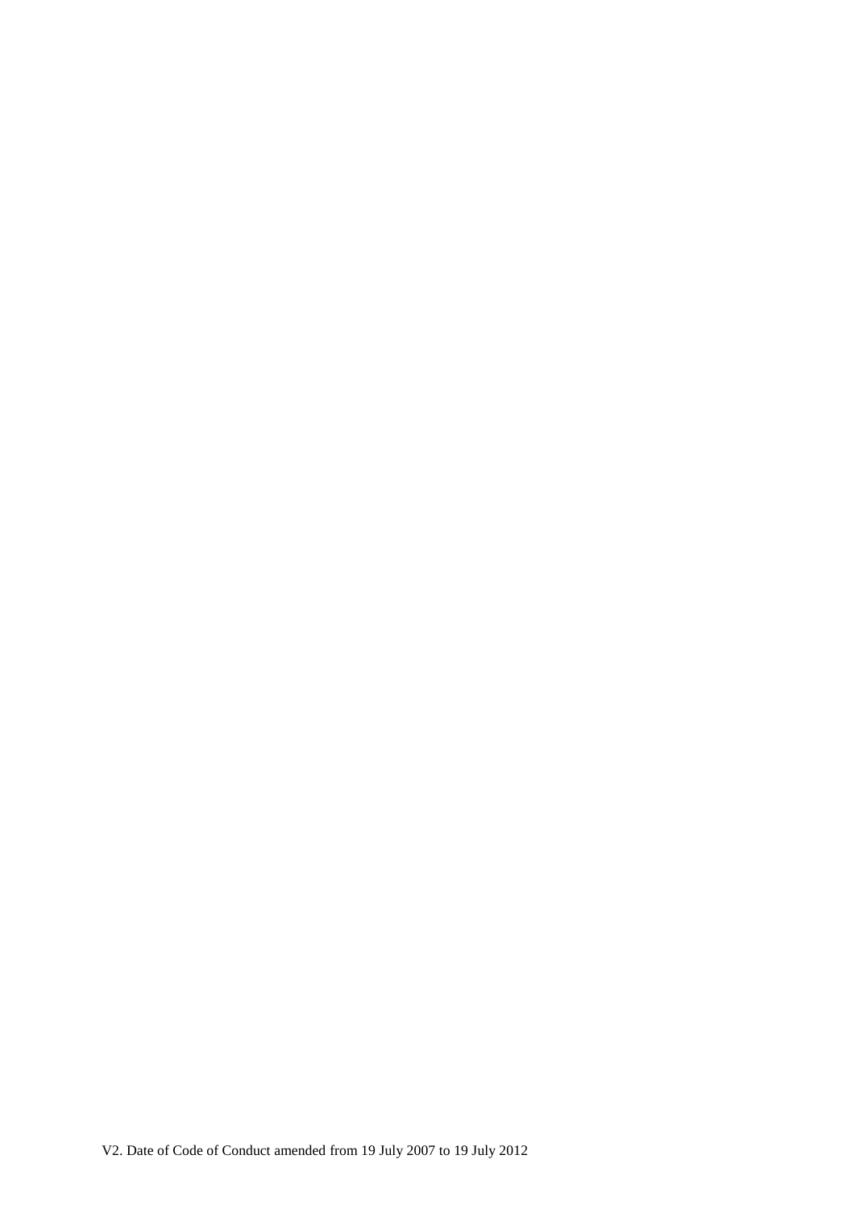V2. Date of Code of Conduct amended from 19 July 2007 to 19 July 2012